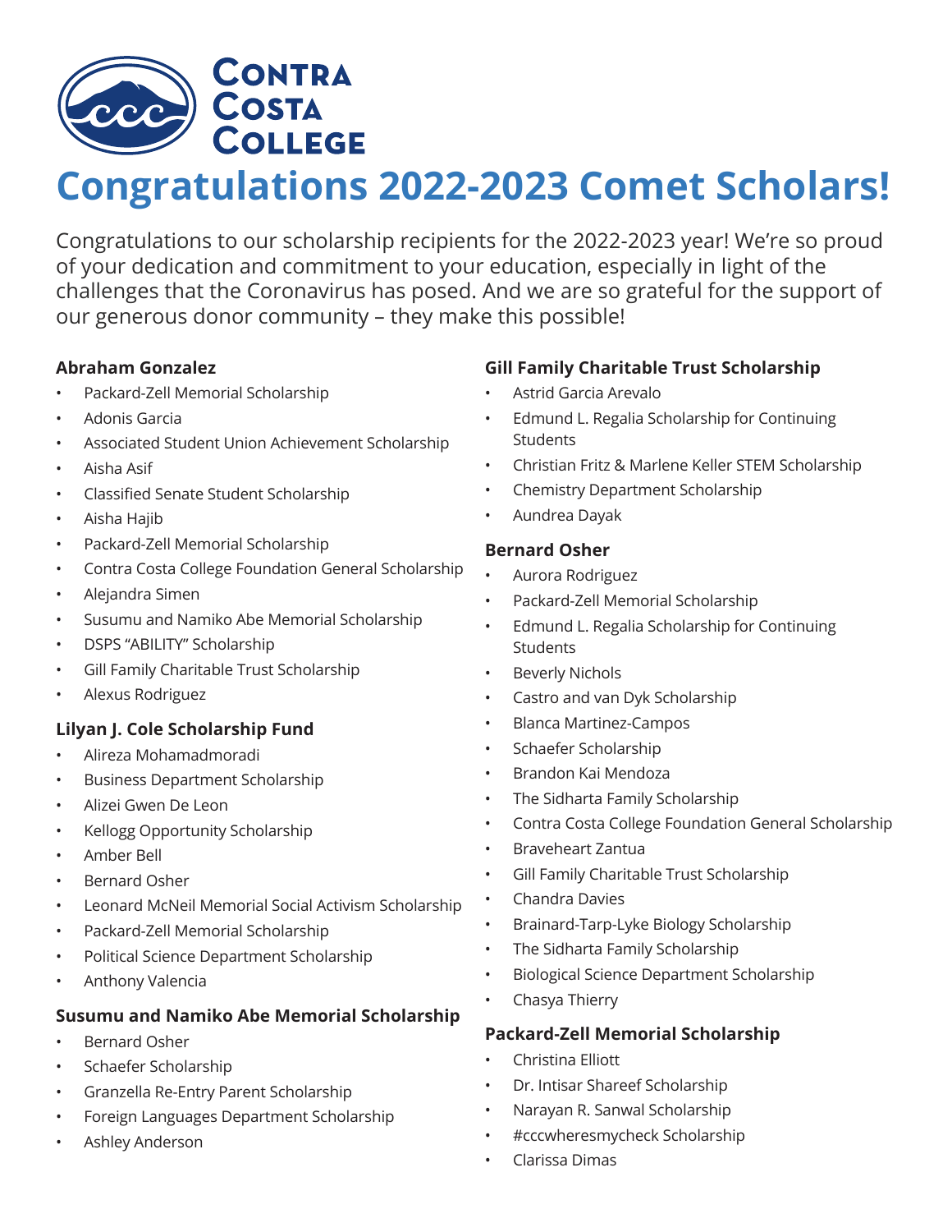# Contra Costa College

## Congratulations 2022-2023 Comet Scholars!

Congratulations to our scholarship recipients for the 2022-2023 year! We're so proud of your dedication and commitment to your education, especially in light of the challenges that the Coronavirus has posed. And we are so grateful for the support of our generous donor community – they make this possible!

**Abraham Gonzalez**

- Packard-Zell Memorial Scholarship
- Adonis Garcia
- Associated Student Union Achievement Scholarship
- Aisha Asif
- Classified Senate Student Scholarship
- Aisha Hajib
- Packard-Zell Memorial Scholarship
- Contra Costa College Foundation General Scholarship
- Alejandra Simen
- Susumu and Namiko Abe Memorial Scholarship
- DSPS "ABILITY" Scholarship
- Gill Family Charitable Trust Scholarship
- Alexus Rodriguez

**Lilyan J. Cole Scholarship Fund**

- Alireza Mohamadmoradi
- Business Department Scholarship
- Alizei Gwen De Leon
- Kellogg Opportunity Scholarship
- Amber Bell
- Bernard Osher
- Leonard McNeil Memorial Social Activism Scholarship
- Packard-Zell Memorial Scholarship
- Political Science Department Scholarship
- Anthony Valencia

**Susumu and Namiko Abe Memorial Scholarship**

- Bernard Osher
- Schaefer Scholarship
- Granzella Re-Entry Parent Scholarship
- Foreign Languages Department Scholarship
- Ashley Anderson

**Gill Family Charitable Trust Scholarship**

- Astrid Garcia Arevalo
- Edmund L. Regalia Scholarship for Continuing Students
- Christian Fritz & Marlene Keller STEM Scholarship
- Chemistry Department Scholarship
- Aundrea Dayak

**Bernard Osher**

- Aurora Rodriguez
- Packard-Zell Memorial Scholarship
- Edmund L. Regalia Scholarship for Continuing Students
- Beverly Nichols
- Castro and van Dyk Scholarship
- Blanca Martinez-Campos
- Schaefer Scholarship
- Brandon Kai Mendoza
- The Sidharta Family Scholarship
- Contra Costa College Foundation General Scholarship
- Braveheart Zantua
- Gill Family Charitable Trust Scholarship
- Chandra Davies
- Brainard-Tarp-Lyke Biology Scholarship
- The Sidharta Family Scholarship
- Biological Science Department Scholarship
- Chasya Thierry

**Packard-Zell Memorial Scholarship**

- Christina Elliott
- Dr. Intisar Shareef Scholarship
- Narayan R. Sanwal Scholarship
- #cccwheresmycheck Scholarship
- Clarissa Dimas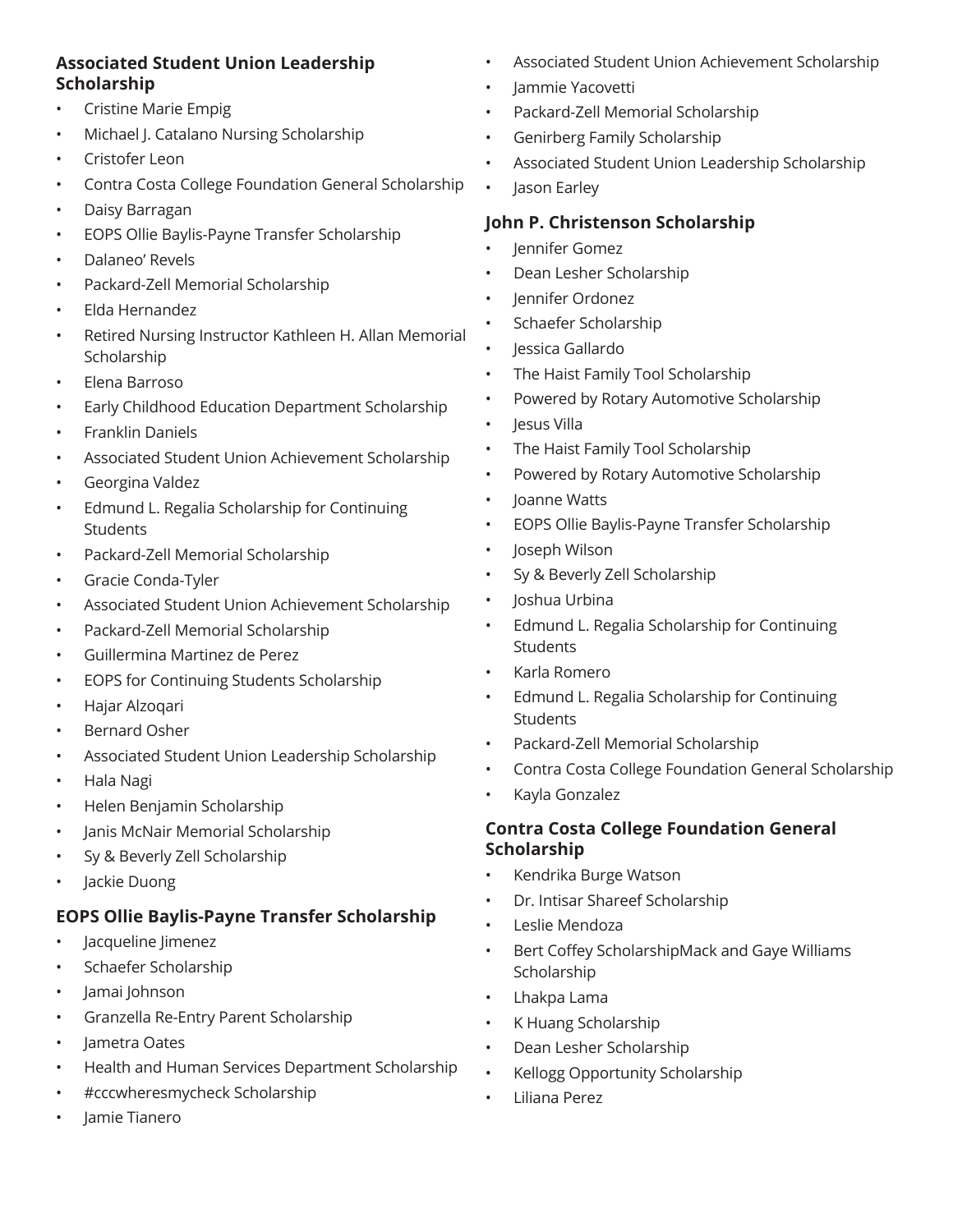### Associated Student Union Leadership Scholarship

- Cristine Marie Empig
- Michael J. Catalano Nursing Scholarship
- Cristofer Leon
- Contra Costa College Foundation General Scholarship
- Daisy Barragan
- EOPS Ollie Baylis-Payne Transfer Scholarship
- Dalaneo' Revels
- Packard-Zell Memorial Scholarship
- Elda Hernandez
- Retired Nursing Instructor Kathleen H. Allan Memorial Scholarship
- Elena Barroso
- Early Childhood Education Department Scholarship
- Franklin Daniels
- Associated Student Union Achievement Scholarship
- Georgina Valdez
- Edmund L. Regalia Scholarship for Continuing Students
- Packard-Zell Memorial Scholarship
- Gracie Conda-Tyler
- Associated Student Union Achievement Scholarship
- Packard-Zell Memorial Scholarship
- Guillermina Martinez de Perez
- EOPS for Continuing Students Scholarship
- Hajar Alzoqari
- Bernard Osher
- Associated Student Union Leadership Scholarship
- Hala Nagi
- Helen Benjamin Scholarship
- Janis McNair Memorial Scholarship
- Sy & Beverly Zell Scholarship
- Jackie Duong

### EOPS Ollie Baylis-Payne Transfer Scholarship

- Jacqueline Jimenez
- Schaefer Scholarship
- Jamai Johnson
- Granzella Re-Entry Parent Scholarship
- Jametra Oates
- Health and Human Services Department Scholarship
- #cccwheresmycheck Scholarship
- Jamie Tianero
- Associated Student Union Achievement Scholarship
- Jammie Yacovetti
- Packard-Zell Memorial Scholarship
- Genirberg Family Scholarship
- Associated Student Union Leadership Scholarship
- Jason Earley

### John P. Christenson Scholarship

- Jennifer Gomez
- Dean Lesher Scholarship
- Jennifer Ordonez
- Schaefer Scholarship
- Jessica Gallardo
- The Haist Family Tool Scholarship
- Powered by Rotary Automotive Scholarship
- Jesus Villa
- The Haist Family Tool Scholarship
- Powered by Rotary Automotive Scholarship
- Joanne Watts
- EOPS Ollie Baylis-Payne Transfer Scholarship
- Joseph Wilson
- Sy & Beverly Zell Scholarship
- Joshua Urbina
- Edmund L. Regalia Scholarship for Continuing Students
- Karla Romero
- Edmund L. Regalia Scholarship for Continuing Students
- Packard-Zell Memorial Scholarship
- Contra Costa College Foundation General Scholarship
- Kayla Gonzalez

### Contra Costa College Foundation General Scholarship

- Kendrika Burge Watson
- Dr. Intisar Shareef Scholarship
- Leslie Mendoza
- Bert Coffey ScholarshipMack and Gaye Williams Scholarship
- Lhakpa Lama
- K Huang Scholarship
- Dean Lesher Scholarship
- Kellogg Opportunity Scholarship
- Liliana Perez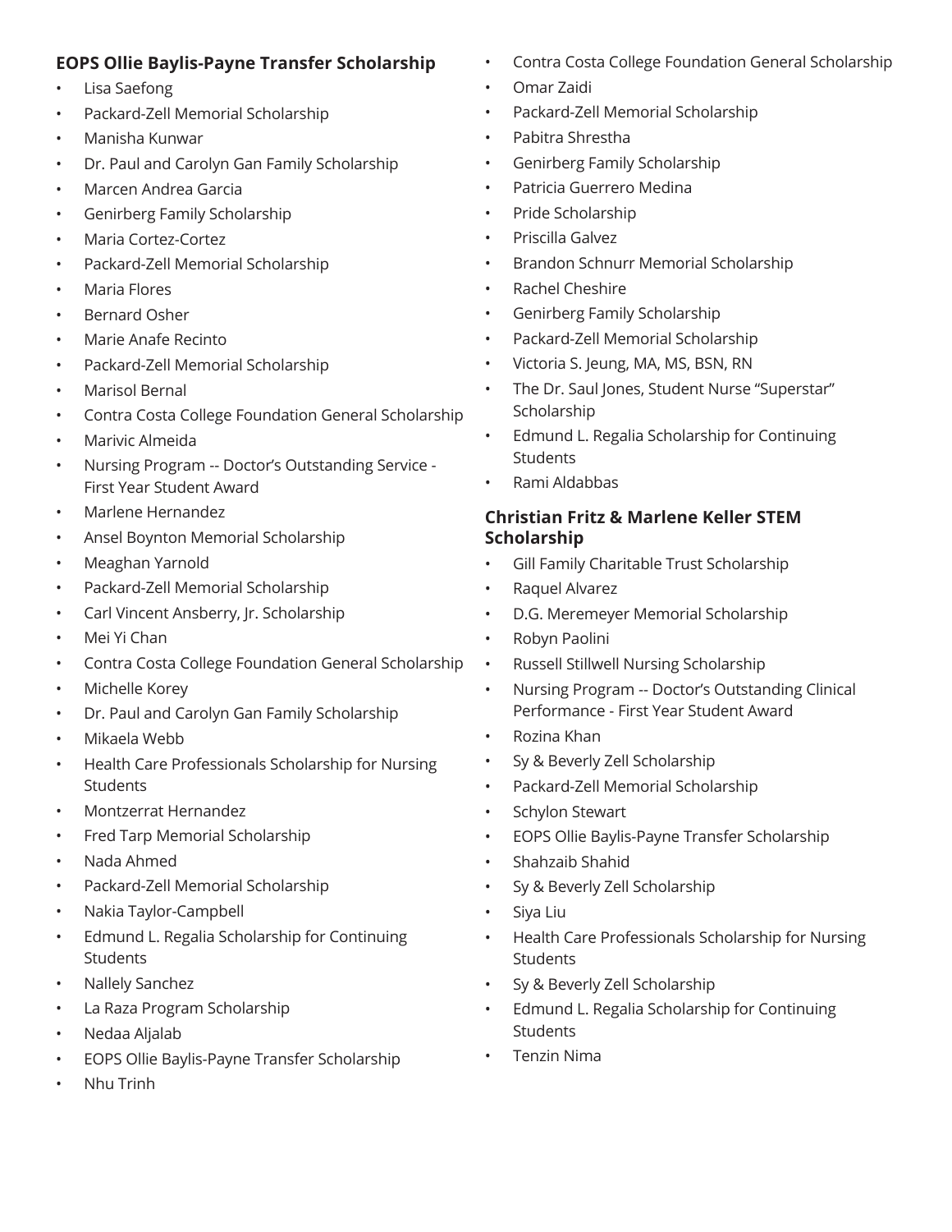### EOPS Ollie Baylis-Payne Transfer Scholarship

- Lisa Saefong
- Packard-Zell Memorial Scholarship
- Manisha Kunwar
- Dr. Paul and Carolyn Gan Family Scholarship
- Marcen Andrea Garcia
- Genirberg Family Scholarship
- Maria Cortez-Cortez
- Packard-Zell Memorial Scholarship
- Maria Flores
- Bernard Osher
- Marie Anafe Recinto
- Packard-Zell Memorial Scholarship
- Marisol Bernal
- Contra Costa College Foundation General Scholarship
- Marivic Almeida
- Nursing Program -- Doctor's Outstanding Service - First Year Student Award
- Marlene Hernandez
- Ansel Boynton Memorial Scholarship
- Meaghan Yarnold
- Packard-Zell Memorial Scholarship
- Carl Vincent Ansberry, Jr. Scholarship
- Mei Yi Chan
- Contra Costa College Foundation General Scholarship
- Michelle Korey
- Dr. Paul and Carolyn Gan Family Scholarship
- Mikaela Webb
- Health Care Professionals Scholarship for Nursing Students
- Montzerrat Hernandez
- Fred Tarp Memorial Scholarship
- Nada Ahmed
- Packard-Zell Memorial Scholarship
- Nakia Taylor-Campbell
- Edmund L. Regalia Scholarship for Continuing Students
- Nallely Sanchez
- La Raza Program Scholarship
- Nedaa Aljalab
- EOPS Ollie Baylis-Payne Transfer Scholarship
- Nhu Trinh
- Contra Costa College Foundation General Scholarship
- Omar Zaidi
- Packard-Zell Memorial Scholarship
- Pabitra Shrestha
- Genirberg Family Scholarship
- Patricia Guerrero Medina
- Pride Scholarship
- Priscilla Galvez
- Brandon Schnurr Memorial Scholarship
- Rachel Cheshire
- Genirberg Family Scholarship
- Packard-Zell Memorial Scholarship
- Victoria S. Jeung, MA, MS, BSN, RN
- The Dr. Saul Jones, Student Nurse "Superstar" Scholarship
- Edmund L. Regalia Scholarship for Continuing Students
- Rami Aldabbas

### Christian Fritz & Marlene Keller STEM Scholarship

- Gill Family Charitable Trust Scholarship
- Raquel Alvarez
- D.G. Meremeyer Memorial Scholarship
- Robyn Paolini
- Russell Stillwell Nursing Scholarship
- Nursing Program -- Doctor's Outstanding Clinical Performance - First Year Student Award
- Rozina Khan
- Sy & Beverly Zell Scholarship
- Packard-Zell Memorial Scholarship
- Schylon Stewart
- EOPS Ollie Baylis-Payne Transfer Scholarship
- Shahzaib Shahid
- Sy & Beverly Zell Scholarship
- Siya Liu
- Health Care Professionals Scholarship for Nursing Students
- Sy & Beverly Zell Scholarship
- Edmund L. Regalia Scholarship for Continuing Students
- Tenzin Nima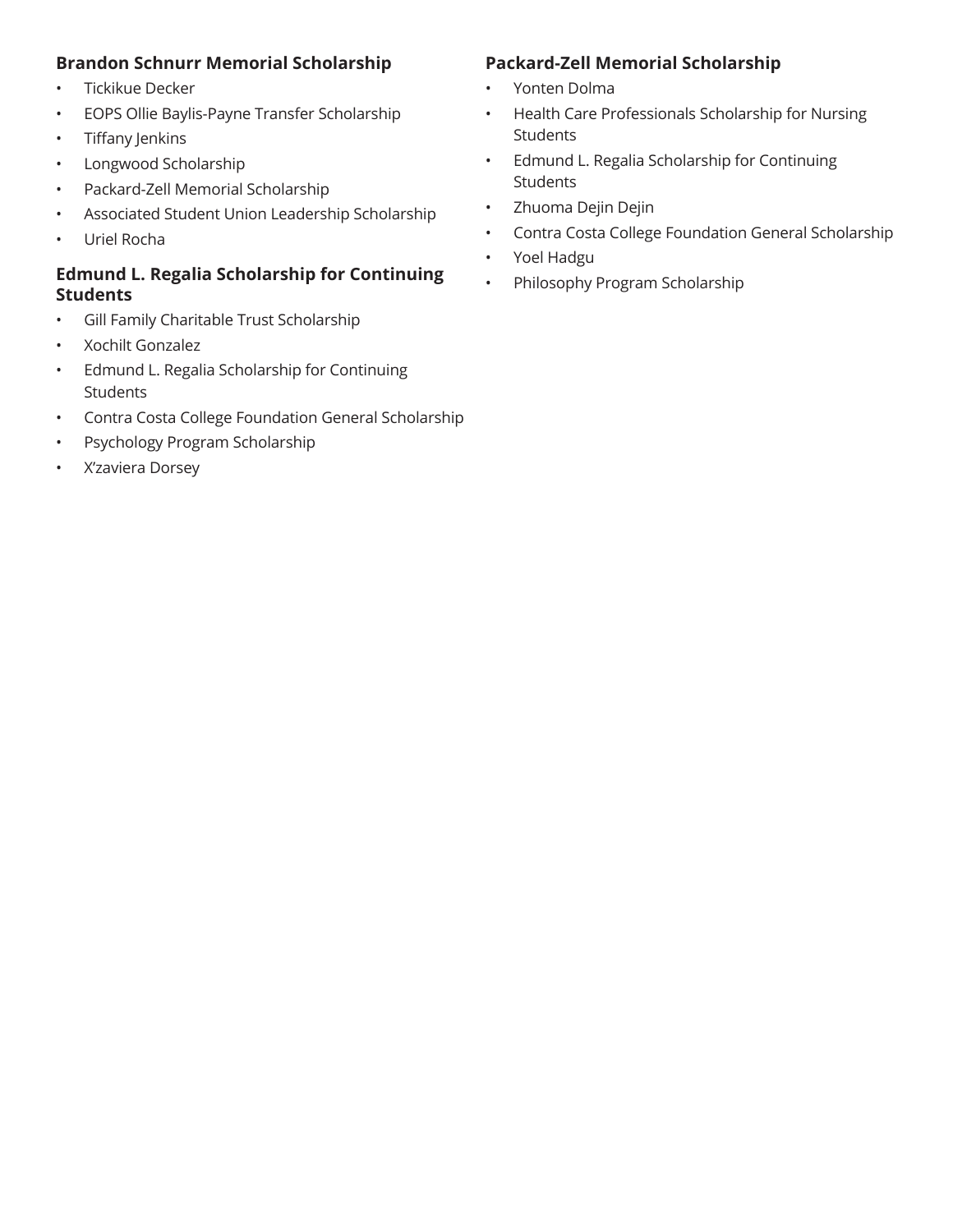**Brandon Schnurr Memorial Scholarship**

- Tickikue Decker
- EOPS Ollie Baylis-Payne Transfer Scholarship
- Tiffany Jenkins
- Longwood Scholarship
- Packard-Zell Memorial Scholarship
- Associated Student Union Leadership Scholarship
- Uriel Rocha

**Edmund L. Regalia Scholarship for Continuing Students**

- Gill Family Charitable Trust Scholarship
- Xochilt Gonzalez
- Edmund L. Regalia Scholarship for Continuing Students
- Contra Costa College Foundation General Scholarship
- Psychology Program Scholarship
- X'zaviera Dorsey

**Packard-Zell Memorial Scholarship**

- Yonten Dolma
- Health Care Professionals Scholarship for Nursing Students
- Edmund L. Regalia Scholarship for Continuing Students
- Zhuoma Dejin Dejin
- Contra Costa College Foundation General Scholarship
- Yoel Hadgu
- Philosophy Program Scholarship